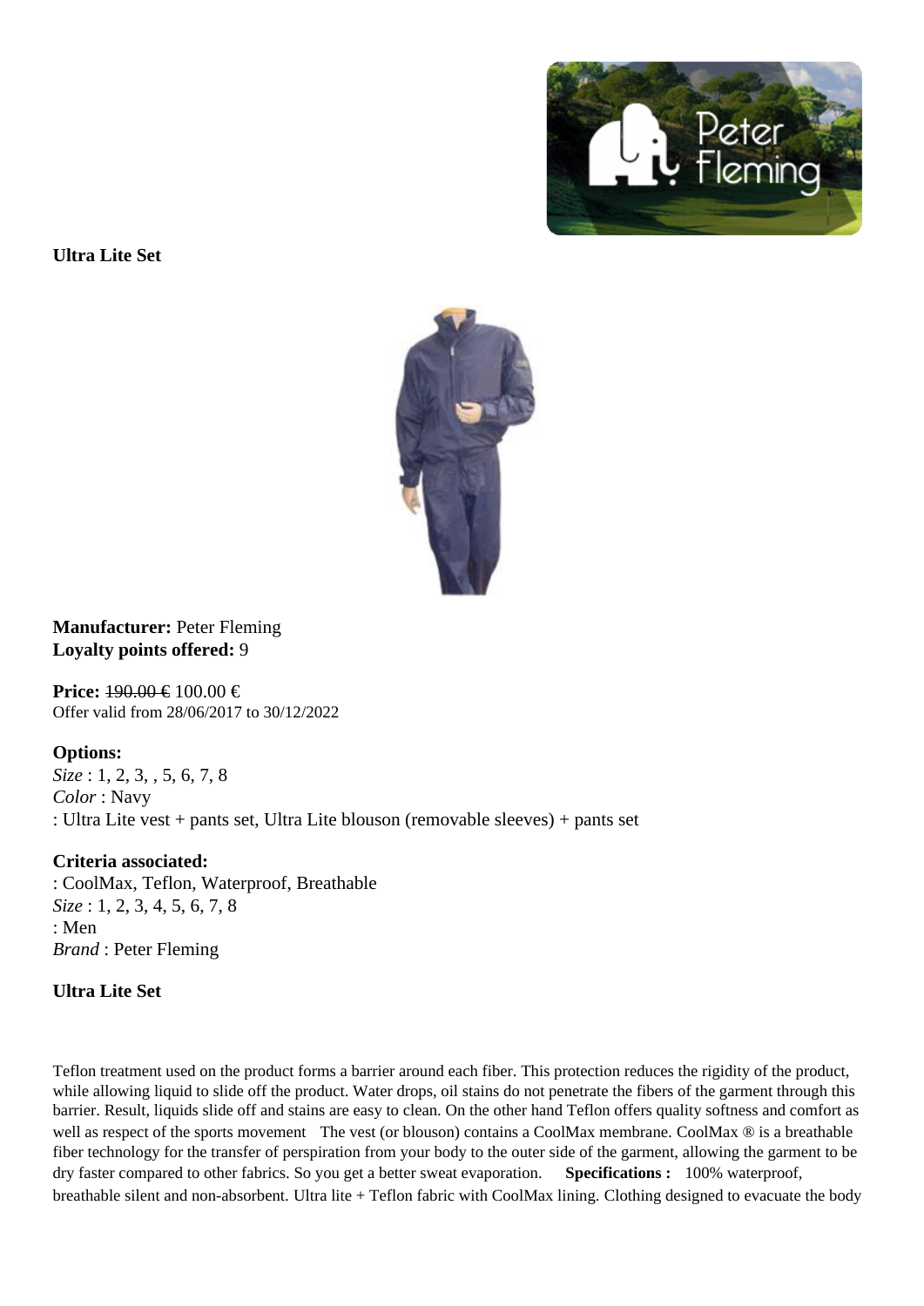**Ultra Lite Set**

**Manufacturer:** Peter Fleming
**Loyalty points offered:** 9

**Price:** ~~190.00 €~~ 100.00 €
Offer valid from 28/06/2017 to 30/12/2022

**Options:**
*Size* : 1, 2, 3, , 5, 6, 7, 8
*Color* : Navy
: Ultra Lite vest + pants set, Ultra Lite blouson (removable sleeves) + pants set

**Criteria associated:**
: CoolMax, Teflon, Waterproof, Breathable
*Size* : 1, 2, 3, 4, 5, 6, 7, 8
: Men
*Brand* : Peter Fleming

**Ultra Lite Set**

Teflon treatment used on the product forms a barrier around each fiber. This protection reduces the rigidity of the product, while allowing liquid to slide off the product. Water drops, oil stains do not penetrate the fibers of the garment through this barrier. Result, liquids slide off and stains are easy to clean. On the other hand Teflon offers quality softness and comfort as well as respect of the sports movement The vest (or blouson) contains a CoolMax membrane. CoolMax ® is a breathable fiber technology for the transfer of perspiration from your body to the outer side of the garment, allowing the garment to be dry faster compared to other fabrics. So you get a better sweat evaporation. **Specifications :** 100% waterproof, breathable silent and non-absorbent. Ultra lite + Teflon fabric with CoolMax lining. Clothing designed to evacuate the body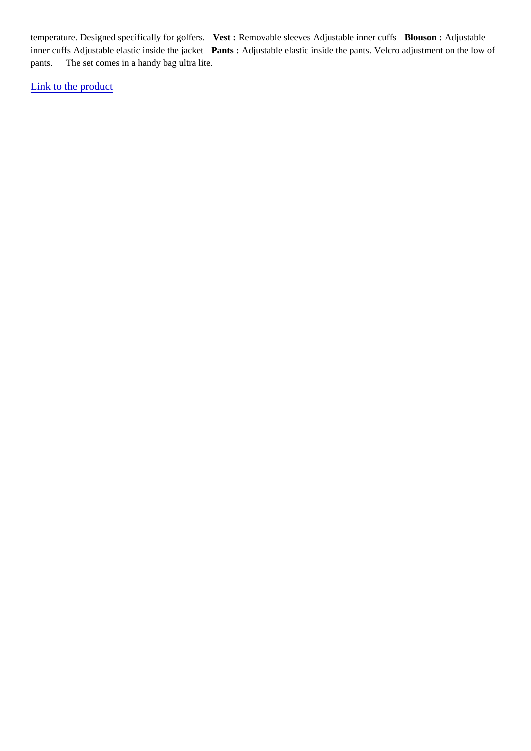temperature. Designed specifically for golfers. **Vest :** Removable sleeves Adjustable inner cuffs **Blouson :** Adjustable inner cuffs Adjustable elastic inside the jacket **Pants :** Adjustable elastic inside the pants. Velcro adjustment on the low of pants. The set comes in a handy bag ultra lite.

Link to the product